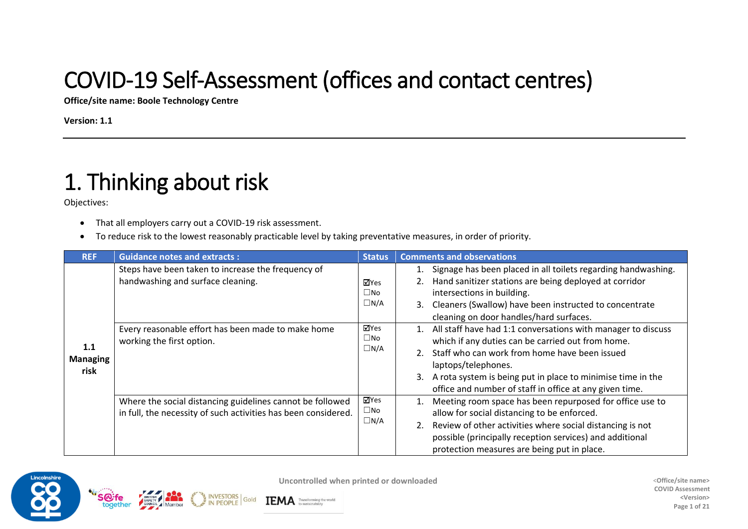# COVID-19 Self-Assessment (offices and contact centres)

**Office/site name: Boole Technology Centre**

**Version: 1.1**

# 1. Thinking about risk

Objectives:

- That all employers carry out a COVID-19 risk assessment.
- To reduce risk to the lowest reasonably practicable level by taking preventative measures, in order of priority.

| REF | Guidance notes and extracts : | Status | Comments and observations |
|---|---|---|---|
| **1.1 Managing risk** | Steps have been taken to increase the frequency of handwashing and surface cleaning. | ☑Yes ☐No ☐N/A | 1. Signage has been placed in all toilets regarding handwashing. 2. Hand sanitizer stations are being deployed at corridor intersections in building. 3. Cleaners (Swallow) have been instructed to concentrate cleaning on door handles/hard surfaces. |
| | Every reasonable effort has been made to make home working the first option. | ☑Yes ☐No ☐N/A | 1. All staff have had 1:1 conversations with manager to discuss which if any duties can be carried out from home. 2. Staff who can work from home have been issued laptops/telephones. 3. A rota system is being put in place to minimise time in the office and number of staff in office at any given time. |
| | Where the social distancing guidelines cannot be followed in full, the necessity of such activities has been considered. | ☑Yes ☐No ☐N/A | 1. Meeting room space has been repurposed for office use to allow for social distancing to be enforced. 2. Review of other activities where social distancing is not possible (principally reception services) and additional protection measures are being put in place. |

Uncontrolled when printed or downloaded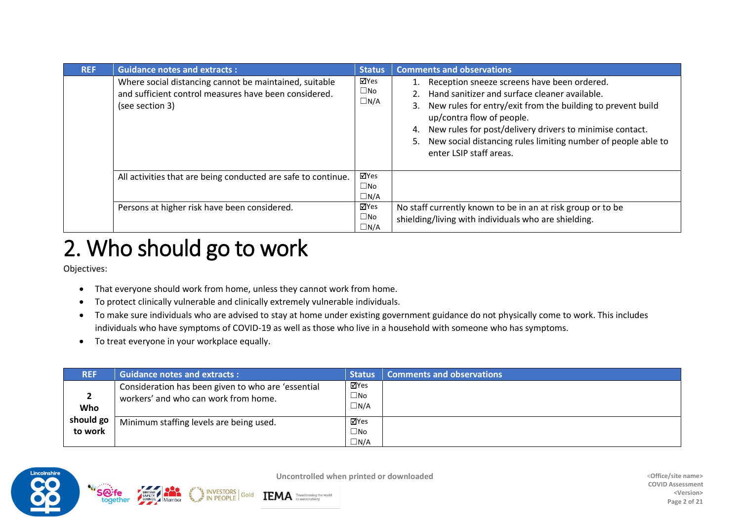| REF | Guidance notes and extracts : | Status | Comments and observations |
|---|---|---|---|
| | Where social distancing cannot be maintained, suitable and sufficient control measures have been considered. (see section 3) | ☑Yes ☐No ☐N/A | 1. Reception sneeze screens have been ordered. 2. Hand sanitizer and surface cleaner available. 3. New rules for entry/exit from the building to prevent build up/contra flow of people. 4. New rules for post/delivery drivers to minimise contact. 5. New social distancing rules limiting number of people able to enter LSIP staff areas. |
| | All activities that are being conducted are safe to continue. | ☑Yes ☐No ☐N/A | |
| | Persons at higher risk have been considered. | ☑Yes ☐No ☐N/A | No staff currently known to be in an at risk group or to be shielding/living with individuals who are shielding. |

# 2. Who should go to work

Objectives:

- That everyone should work from home, unless they cannot work from home.
- To protect clinically vulnerable and clinically extremely vulnerable individuals.
- To make sure individuals who are advised to stay at home under existing government guidance do not physically come to work. This includes individuals who have symptoms of COVID-19 as well as those who live in a household with someone who has symptoms.
- To treat everyone in your workplace equally.

| REF | Guidance notes and extracts : | Status | Comments and observations |
|---|---|---|---|
| **2 Who should go to work** | Consideration has been given to who are 'essential workers' and who can work from home. | ☑Yes ☐No ☐N/A | |
| | Minimum staffing levels are being used. | ☑Yes ☐No ☐N/A | |

Uncontrolled when printed or downloaded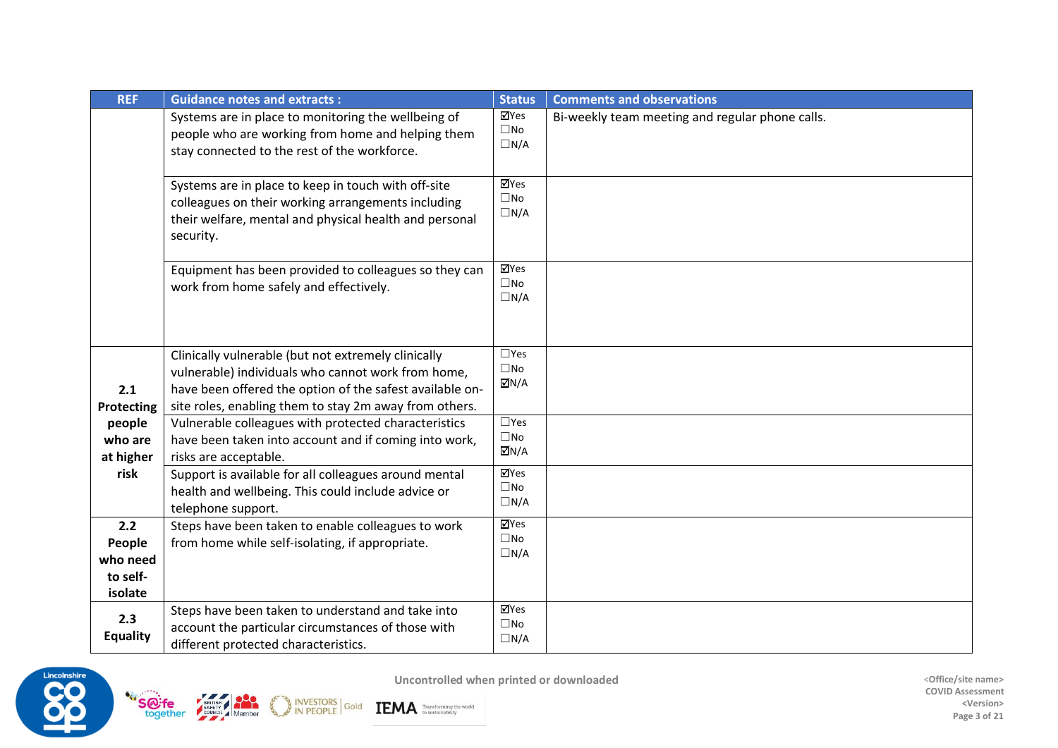| REF | Guidance notes and extracts : | Status | Comments and observations |
|---|---|---|---|
| | Systems are in place to monitoring the wellbeing of people who are working from home and helping them stay connected to the rest of the workforce. | ☑Yes ☐No ☐N/A | Bi-weekly team meeting and regular phone calls. |
| | Systems are in place to keep in touch with off-site colleagues on their working arrangements including their welfare, mental and physical health and personal security. | ☑Yes ☐No ☐N/A | |
| | Equipment has been provided to colleagues so they can work from home safely and effectively. | ☑Yes ☐No ☐N/A | |
| **2.1 Protecting people who are at higher risk** | Clinically vulnerable (but not extremely clinically vulnerable) individuals who cannot work from home, have been offered the option of the safest available on-site roles, enabling them to stay 2m away from others. | ☐Yes ☐No ☑N/A | |
| | Vulnerable colleagues with protected characteristics have been taken into account and if coming into work, risks are acceptable. | ☐Yes ☐No ☑N/A | |
| | Support is available for all colleagues around mental health and wellbeing. This could include advice or telephone support. | ☑Yes ☐No ☐N/A | |
| **2.2 People who need to self-isolate** | Steps have been taken to enable colleagues to work from home while self-isolating, if appropriate. | ☑Yes ☐No ☐N/A | |
| **2.3 Equality** | Steps have been taken to understand and take into account the particular circumstances of those with different protected characteristics. | ☑Yes ☐No ☐N/A | |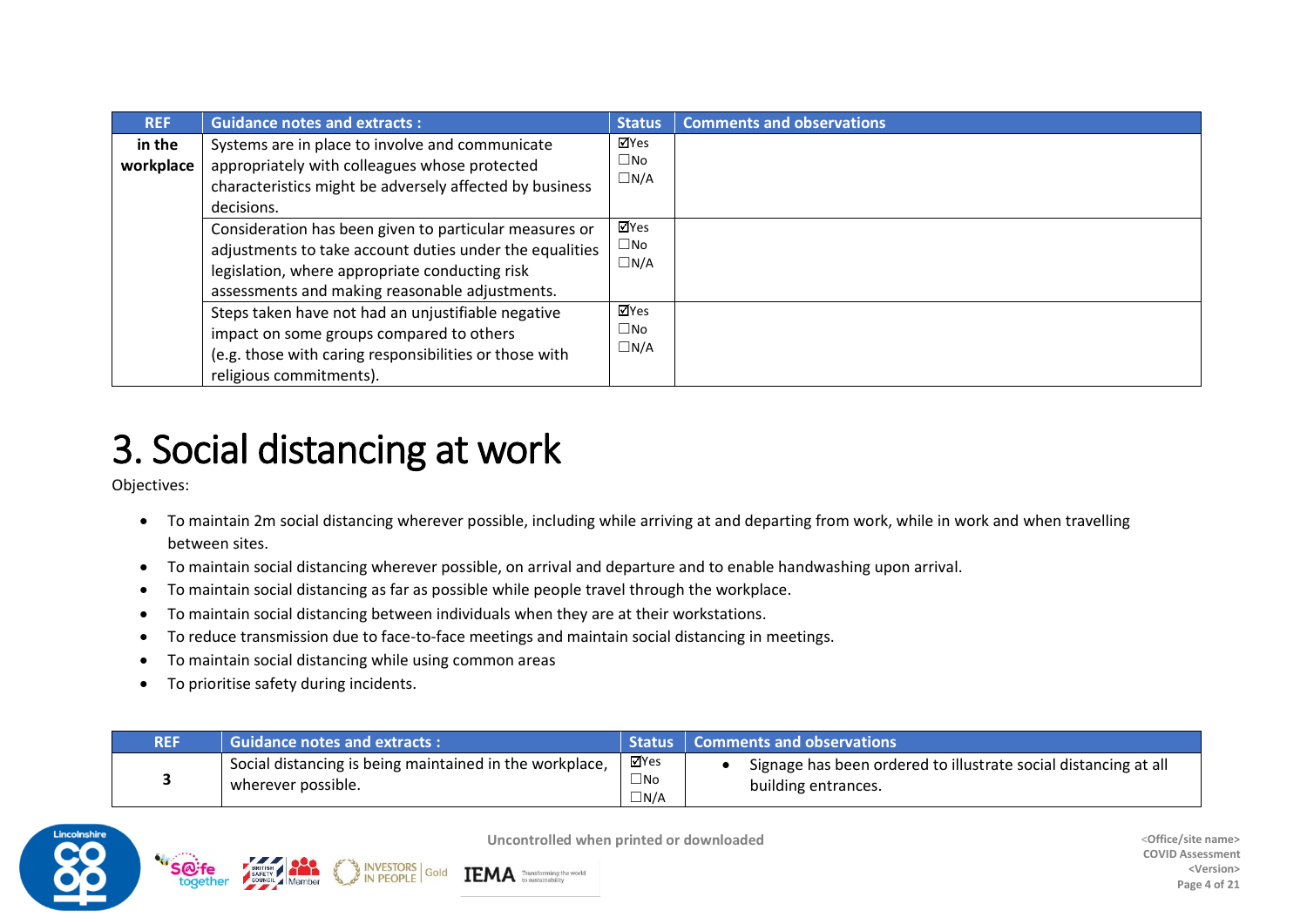| REF | Guidance notes and extracts : | Status | Comments and observations |
|---|---|---|---|
| in the workplace | Systems are in place to involve and communicate appropriately with colleagues whose protected characteristics might be adversely affected by business decisions. | ☑Yes ☐No ☐N/A | |
| | Consideration has been given to particular measures or adjustments to take account duties under the equalities legislation, where appropriate conducting risk assessments and making reasonable adjustments. | ☑Yes ☐No ☐N/A | |
| | Steps taken have not had an unjustifiable negative impact on some groups compared to others (e.g. those with caring responsibilities or those with religious commitments). | ☑Yes ☐No ☐N/A | |

# 3. Social distancing at work

Objectives:

- To maintain 2m social distancing wherever possible, including while arriving at and departing from work, while in work and when travelling between sites.
- To maintain social distancing wherever possible, on arrival and departure and to enable handwashing upon arrival.
- To maintain social distancing as far as possible while people travel through the workplace.
- To maintain social distancing between individuals when they are at their workstations.
- To reduce transmission due to face-to-face meetings and maintain social distancing in meetings.
- To maintain social distancing while using common areas
- To prioritise safety during incidents.

| REF | Guidance notes and extracts : | Status | Comments and observations |
|---|---|---|---|
| 3 | Social distancing is being maintained in the workplace, wherever possible. | ☑Yes ☐No ☐N/A | • Signage has been ordered to illustrate social distancing at all building entrances. |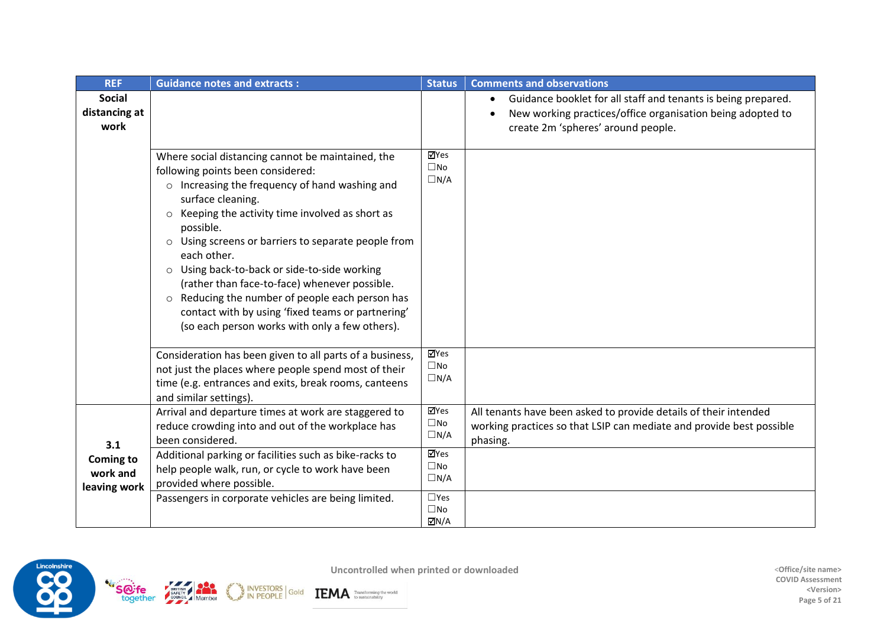| REF | Guidance notes and extracts : | Status | Comments and observations |
|---|---|---|---|
| **Social distancing at work** | | | • Guidance booklet for all staff and tenants is being prepared.<br>• New working practices/office organisation being adopted to create 2m 'spheres' around people. |
| | Where social distancing cannot be maintained, the following points been considered:<br>○ Increasing the frequency of hand washing and surface cleaning.<br>○ Keeping the activity time involved as short as possible.<br>○ Using screens or barriers to separate people from each other.<br>○ Using back-to-back or side-to-side working (rather than face-to-face) whenever possible.<br>○ Reducing the number of people each person has contact with by using 'fixed teams or partnering' (so each person works with only a few others). | ☑Yes<br>☐No<br>☐N/A | |
| | Consideration has been given to all parts of a business, not just the places where people spend most of their time (e.g. entrances and exits, break rooms, canteens and similar settings). | ☑Yes<br>☐No<br>☐N/A | |
| **3.1 Coming to work and leaving work** | Arrival and departure times at work are staggered to reduce crowding into and out of the workplace has been considered. | ☑Yes<br>☐No<br>☐N/A | All tenants have been asked to provide details of their intended working practices so that LSIP can mediate and provide best possible phasing. |
| | Additional parking or facilities such as bike-racks to help people walk, run, or cycle to work have been provided where possible. | ☑Yes<br>☐No<br>☐N/A | |
| | Passengers in corporate vehicles are being limited. | ☐Yes<br>☐No<br>☑N/A | |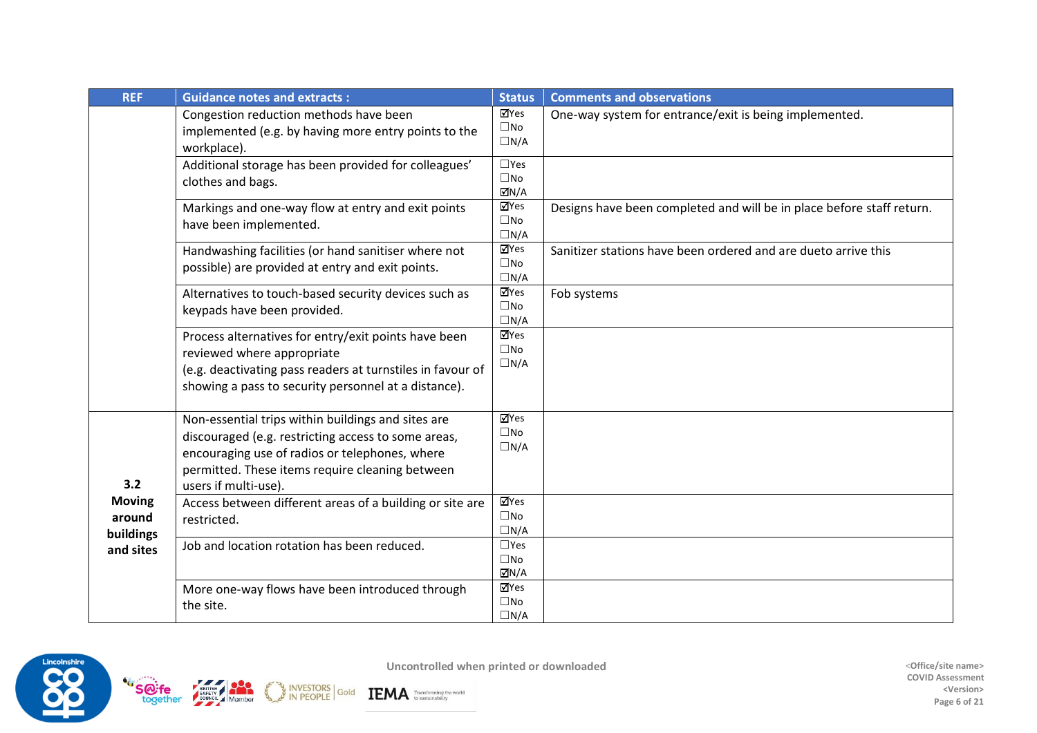| REF | Guidance notes and extracts : | Status | Comments and observations |
|---|---|---|---|
| | Congestion reduction methods have been implemented (e.g. by having more entry points to the workplace). | ☑Yes ☐No ☐N/A | One-way system for entrance/exit is being implemented. |
| | Additional storage has been provided for colleagues' clothes and bags. | ☐Yes ☐No ☑N/A | |
| | Markings and one-way flow at entry and exit points have been implemented. | ☑Yes ☐No ☐N/A | Designs have been completed and will be in place before staff return. |
| | Handwashing facilities (or hand sanitiser where not possible) are provided at entry and exit points. | ☑Yes ☐No ☐N/A | Sanitizer stations have been ordered and are dueto arrive this |
| | Alternatives to touch-based security devices such as keypads have been provided. | ☑Yes ☐No ☐N/A | Fob systems |
| | Process alternatives for entry/exit points have been reviewed where appropriate (e.g. deactivating pass readers at turnstiles in favour of showing a pass to security personnel at a distance). | ☑Yes ☐No ☐N/A | |
| **3.2 Moving around buildings and sites** | Non-essential trips within buildings and sites are discouraged (e.g. restricting access to some areas, encouraging use of radios or telephones, where permitted. These items require cleaning between users if multi-use). | ☑Yes ☐No ☐N/A | |
| | Access between different areas of a building or site are restricted. | ☑Yes ☐No ☐N/A | |
| | Job and location rotation has been reduced. | ☐Yes ☐No ☑N/A | |
| | More one-way flows have been introduced through the site. | ☑Yes ☐No ☐N/A | |

Uncontrolled when printed or downloaded

<Office/site name>
COVID Assessment
<Version>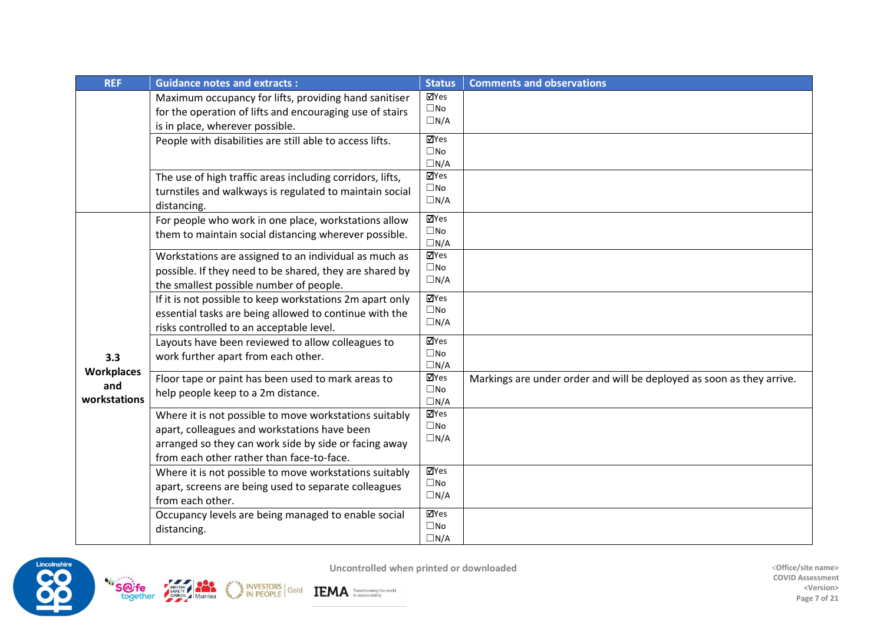| REF | Guidance notes and extracts : | Status | Comments and observations |
|---|---|---|---|
| | Maximum occupancy for lifts, providing hand sanitiser for the operation of lifts and encouraging use of stairs is in place, wherever possible. | ☑Yes ☐No ☐N/A | |
| | People with disabilities are still able to access lifts. | ☑Yes ☐No ☐N/A | |
| | The use of high traffic areas including corridors, lifts, turnstiles and walkways is regulated to maintain social distancing. | ☑Yes ☐No ☐N/A | |
| **3.3 Workplaces and workstations** | For people who work in one place, workstations allow them to maintain social distancing wherever possible. | ☑Yes ☐No ☐N/A | |
| | Workstations are assigned to an individual as much as possible. If they need to be shared, they are shared by the smallest possible number of people. | ☑Yes ☐No ☐N/A | |
| | If it is not possible to keep workstations 2m apart only essential tasks are being allowed to continue with the risks controlled to an acceptable level. | ☑Yes ☐No ☐N/A | |
| | Layouts have been reviewed to allow colleagues to work further apart from each other. | ☑Yes ☐No ☐N/A | |
| | Floor tape or paint has been used to mark areas to help people keep to a 2m distance. | ☑Yes ☐No ☐N/A | Markings are under order and will be deployed as soon as they arrive. |
| | Where it is not possible to move workstations suitably apart, colleagues and workstations have been arranged so they can work side by side or facing away from each other rather than face-to-face. | ☑Yes ☐No ☐N/A | |
| | Where it is not possible to move workstations suitably apart, screens are being used to separate colleagues from each other. | ☑Yes ☐No ☐N/A | |
| | Occupancy levels are being managed to enable social distancing. | ☑Yes ☐No ☐N/A | |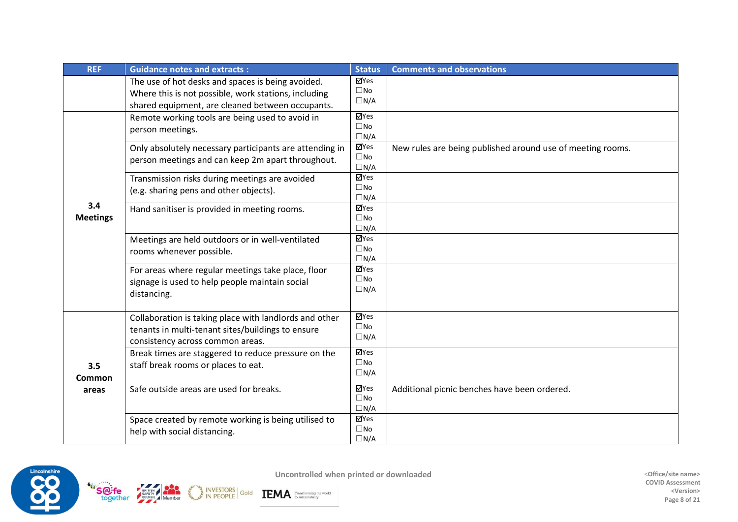| REF | Guidance notes and extracts : | Status | Comments and observations |
|---|---|---|---|
| | The use of hot desks and spaces is being avoided. Where this is not possible, work stations, including shared equipment, are cleaned between occupants. | ☑Yes ☐No ☐N/A | |
| **3.4 Meetings** | Remote working tools are being used to avoid in person meetings. | ☑Yes ☐No ☐N/A | |
| | Only absolutely necessary participants are attending in person meetings and can keep 2m apart throughout. | ☑Yes ☐No ☐N/A | New rules are being published around use of meeting rooms. |
| | Transmission risks during meetings are avoided (e.g. sharing pens and other objects). | ☑Yes ☐No ☐N/A | |
| | Hand sanitiser is provided in meeting rooms. | ☑Yes ☐No ☐N/A | |
| | Meetings are held outdoors or in well-ventilated rooms whenever possible. | ☑Yes ☐No ☐N/A | |
| | For areas where regular meetings take place, floor signage is used to help people maintain social distancing. | ☑Yes ☐No ☐N/A | |
| **3.5 Common areas** | Collaboration is taking place with landlords and other tenants in multi-tenant sites/buildings to ensure consistency across common areas. | ☑Yes ☐No ☐N/A | |
| | Break times are staggered to reduce pressure on the staff break rooms or places to eat. | ☑Yes ☐No ☐N/A | |
| | Safe outside areas are used for breaks. | ☑Yes ☐No ☐N/A | Additional picnic benches have been ordered. |
| | Space created by remote working is being utilised to help with social distancing. | ☑Yes ☐No ☐N/A | |

Uncontrolled when printed or downloaded

<Office/site name>
COVID Assessment
<Version>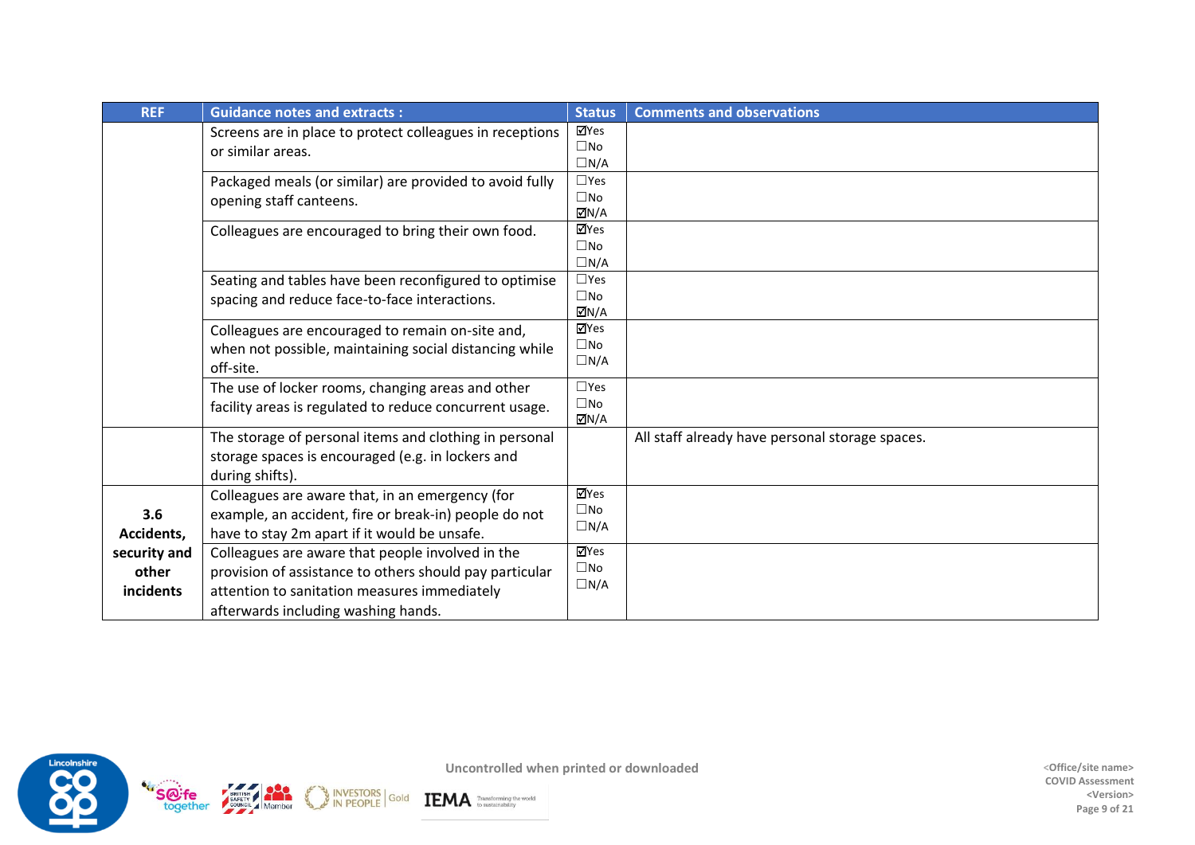| REF | Guidance notes and extracts : | Status | Comments and observations |
|---|---|---|---|
| | Screens are in place to protect colleagues in receptions or similar areas. | ☑Yes ☐No ☐N/A | |
| | Packaged meals (or similar) are provided to avoid fully opening staff canteens. | ☐Yes ☐No ☑N/A | |
| | Colleagues are encouraged to bring their own food. | ☑Yes ☐No ☐N/A | |
| | Seating and tables have been reconfigured to optimise spacing and reduce face-to-face interactions. | ☐Yes ☐No ☑N/A | |
| | Colleagues are encouraged to remain on-site and, when not possible, maintaining social distancing while off-site. | ☑Yes ☐No ☐N/A | |
| | The use of locker rooms, changing areas and other facility areas is regulated to reduce concurrent usage. | ☐Yes ☐No ☑N/A | |
| | The storage of personal items and clothing in personal storage spaces is encouraged (e.g. in lockers and during shifts). | | All staff already have personal storage spaces. |
| **3.6 Accidents, security and other incidents** | Colleagues are aware that, in an emergency (for example, an accident, fire or break-in) people do not have to stay 2m apart if it would be unsafe. | ☑Yes ☐No ☐N/A | |
| | Colleagues are aware that people involved in the provision of assistance to others should pay particular attention to sanitation measures immediately afterwards including washing hands. | ☑Yes ☐No ☐N/A | |

Uncontrolled when printed or downloaded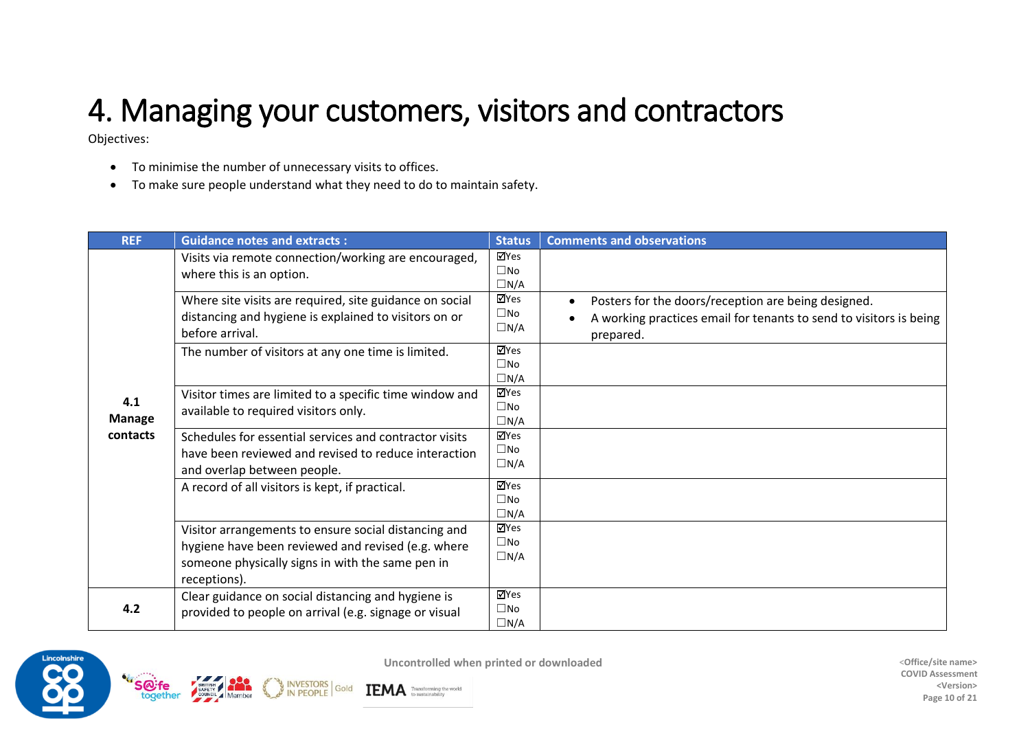# 4. Managing your customers, visitors and contractors

Objectives:

- To minimise the number of unnecessary visits to offices.
- To make sure people understand what they need to do to maintain safety.

| REF | Guidance notes and extracts : | Status | Comments and observations |
|---|---|---|---|
| **4.1 Manage contacts** | Visits via remote connection/working are encouraged, where this is an option. | ☑Yes ☐No ☐N/A | |
| | Where site visits are required, site guidance on social distancing and hygiene is explained to visitors on or before arrival. | ☑Yes ☐No ☐N/A | • Posters for the doors/reception are being designed. • A working practices email for tenants to send to visitors is being prepared. |
| | The number of visitors at any one time is limited. | ☑Yes ☐No ☐N/A | |
| | Visitor times are limited to a specific time window and available to required visitors only. | ☑Yes ☐No ☐N/A | |
| | Schedules for essential services and contractor visits have been reviewed and revised to reduce interaction and overlap between people. | ☑Yes ☐No ☐N/A | |
| | A record of all visitors is kept, if practical. | ☑Yes ☐No ☐N/A | |
| | Visitor arrangements to ensure social distancing and hygiene have been reviewed and revised (e.g. where someone physically signs in with the same pen in receptions). | ☑Yes ☐No ☐N/A | |
| **4.2** | Clear guidance on social distancing and hygiene is provided to people on arrival (e.g. signage or visual | ☑Yes ☐No ☐N/A | |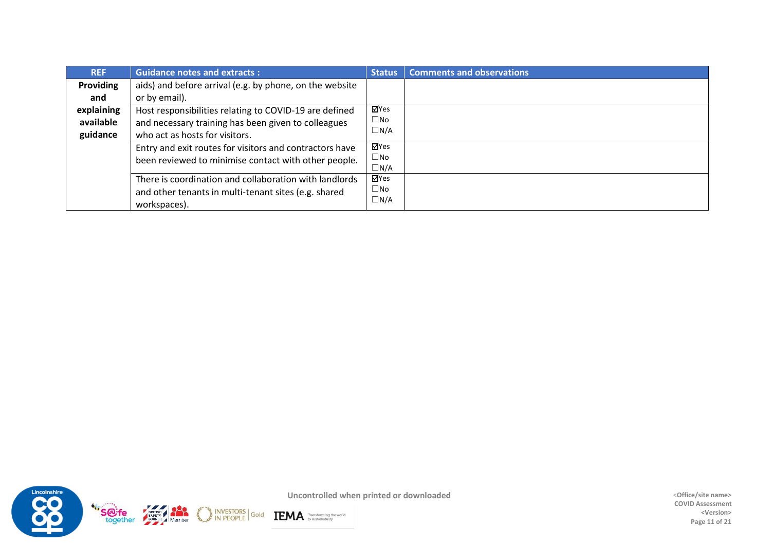| REF | Guidance notes and extracts : | Status | Comments and observations |
|---|---|---|---|
| **Providing and explaining available guidance** | aids) and before arrival (e.g. by phone, on the website or by email). | | |
| | Host responsibilities relating to COVID-19 are defined and necessary training has been given to colleagues who act as hosts for visitors. | ☑Yes ☐No ☐N/A | |
| | Entry and exit routes for visitors and contractors have been reviewed to minimise contact with other people. | ☑Yes ☐No ☐N/A | |
| | There is coordination and collaboration with landlords and other tenants in multi-tenant sites (e.g. shared workspaces). | ☑Yes ☐No ☐N/A | |

Uncontrolled when printed or downloaded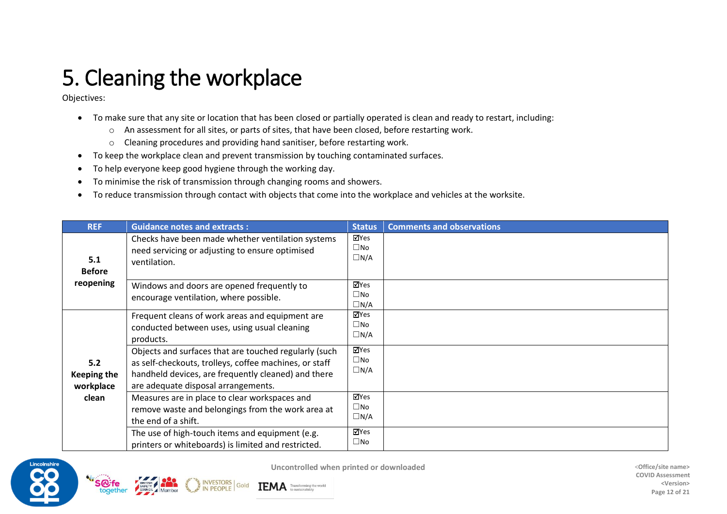# 5. Cleaning the workplace

Objectives:

- To make sure that any site or location that has been closed or partially operated is clean and ready to restart, including:
  - An assessment for all sites, or parts of sites, that have been closed, before restarting work.
  - Cleaning procedures and providing hand sanitiser, before restarting work.
- To keep the workplace clean and prevent transmission by touching contaminated surfaces.
- To help everyone keep good hygiene through the working day.
- To minimise the risk of transmission through changing rooms and showers.
- To reduce transmission through contact with objects that come into the workplace and vehicles at the worksite.

| REF | Guidance notes and extracts : | Status | Comments and observations |
|---|---|---|---|
| **5.1 Before reopening** | Checks have been made whether ventilation systems need servicing or adjusting to ensure optimised ventilation. | ☑Yes ☐No ☐N/A | |
| | Windows and doors are opened frequently to encourage ventilation, where possible. | ☑Yes ☐No ☐N/A | |
| **5.2 Keeping the workplace clean** | Frequent cleans of work areas and equipment are conducted between uses, using usual cleaning products. | ☑Yes ☐No ☐N/A | |
| | Objects and surfaces that are touched regularly (such as self-checkouts, trolleys, coffee machines, or staff handheld devices, are frequently cleaned) and there are adequate disposal arrangements. | ☑Yes ☐No ☐N/A | |
| | Measures are in place to clear workspaces and remove waste and belongings from the work area at the end of a shift. | ☑Yes ☐No ☐N/A | |
| | The use of high-touch items and equipment (e.g. printers or whiteboards) is limited and restricted. | ☑Yes ☐No | |

Uncontrolled when printed or downloaded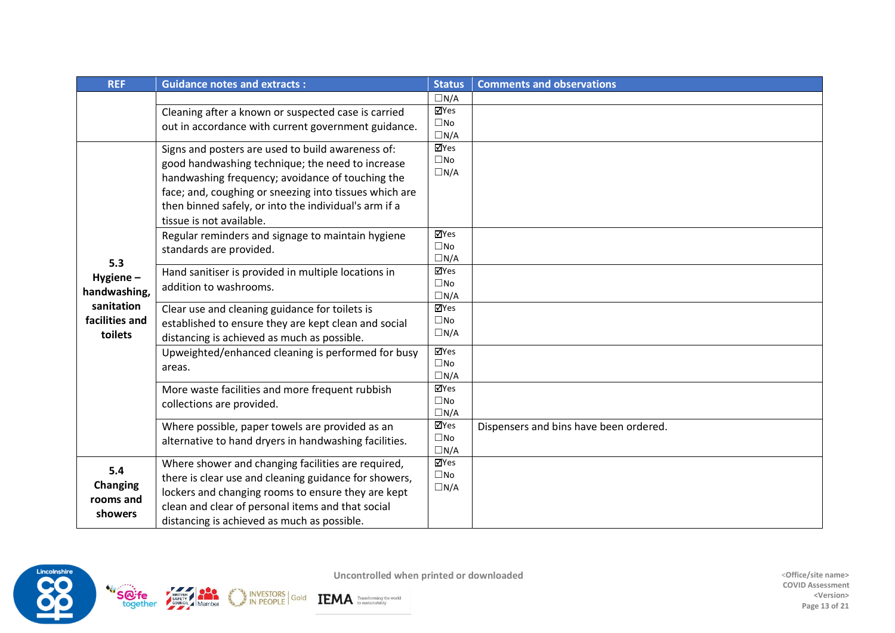| REF | Guidance notes and extracts : | Status | Comments and observations |
|---|---|---|---|
| | | ☐N/A | |
| | Cleaning after a known or suspected case is carried out in accordance with current government guidance. | ☑Yes ☐No ☐N/A | |
| **5.3 Hygiene – handwashing, sanitation facilities and toilets** | Signs and posters are used to build awareness of: good handwashing technique; the need to increase handwashing frequency; avoidance of touching the face; and, coughing or sneezing into tissues which are then binned safely, or into the individual's arm if a tissue is not available. | ☑Yes ☐No ☐N/A | |
| | Regular reminders and signage to maintain hygiene standards are provided. | ☑Yes ☐No ☐N/A | |
| | Hand sanitiser is provided in multiple locations in addition to washrooms. | ☑Yes ☐No ☐N/A | |
| | Clear use and cleaning guidance for toilets is established to ensure they are kept clean and social distancing is achieved as much as possible. | ☑Yes ☐No ☐N/A | |
| | Upweighted/enhanced cleaning is performed for busy areas. | ☑Yes ☐No ☐N/A | |
| | More waste facilities and more frequent rubbish collections are provided. | ☑Yes ☐No ☐N/A | |
| | Where possible, paper towels are provided as an alternative to hand dryers in handwashing facilities. | ☑Yes ☐No ☐N/A | Dispensers and bins have been ordered. |
| **5.4 Changing rooms and showers** | Where shower and changing facilities are required, there is clear use and cleaning guidance for showers, lockers and changing rooms to ensure they are kept clean and clear of personal items and that social distancing is achieved as much as possible. | ☑Yes ☐No ☐N/A | |

Uncontrolled when printed or downloaded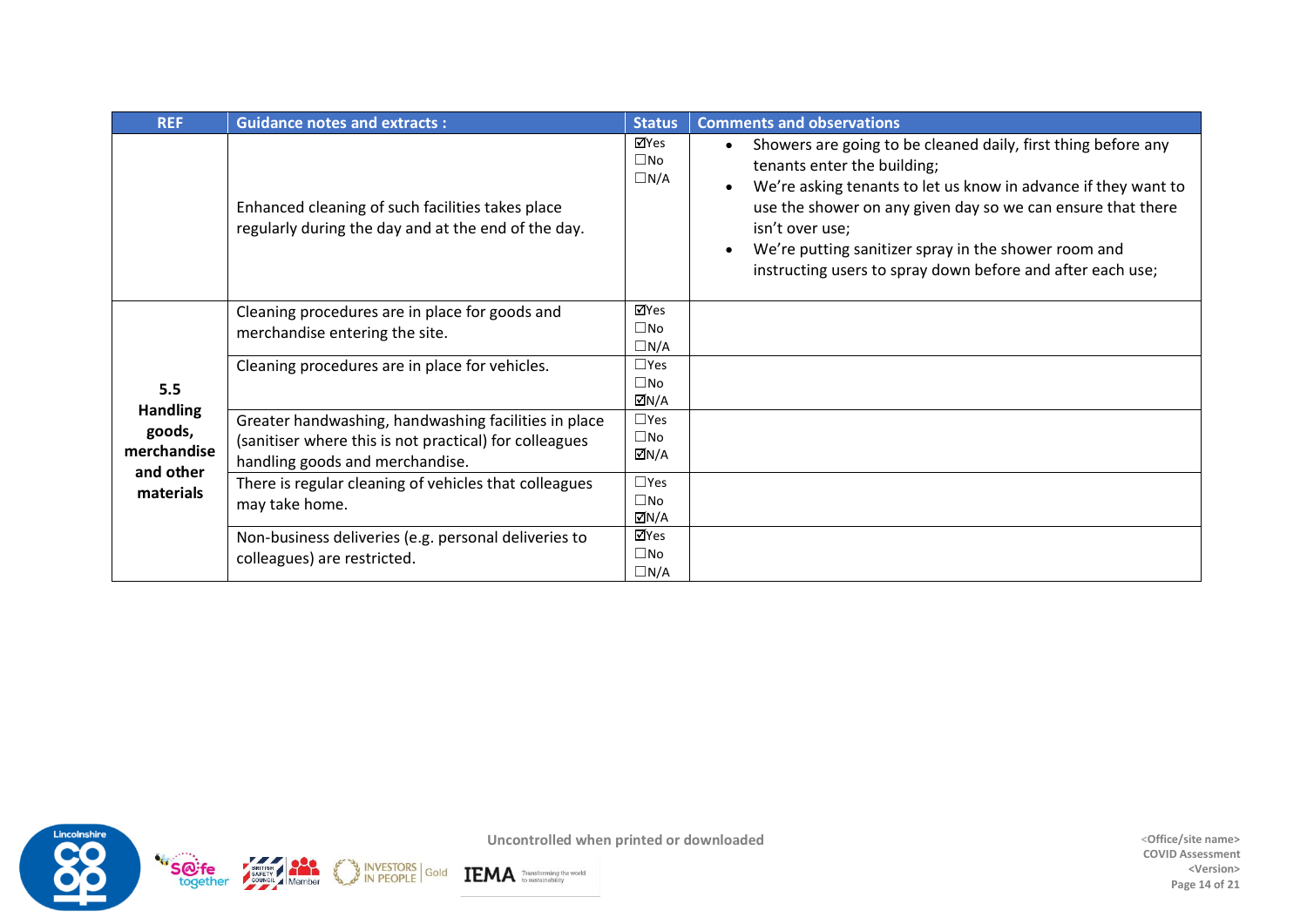| REF | Guidance notes and extracts : | Status | Comments and observations |
|---|---|---|---|
| | Enhanced cleaning of such facilities takes place regularly during the day and at the end of the day. | ☑Yes ☐No ☐N/A | • Showers are going to be cleaned daily, first thing before any tenants enter the building; • We're asking tenants to let us know in advance if they want to use the shower on any given day so we can ensure that there isn't over use; • We're putting sanitizer spray in the shower room and instructing users to spray down before and after each use; |
| **5.5 Handling goods, merchandise and other materials** | Cleaning procedures are in place for goods and merchandise entering the site. | ☑Yes ☐No ☐N/A | |
| | Cleaning procedures are in place for vehicles. | ☐Yes ☐No ☑N/A | |
| | Greater handwashing, handwashing facilities in place (sanitiser where this is not practical) for colleagues handling goods and merchandise. | ☐Yes ☐No ☑N/A | |
| | There is regular cleaning of vehicles that colleagues may take home. | ☐Yes ☐No ☑N/A | |
| | Non-business deliveries (e.g. personal deliveries to colleagues) are restricted. | ☑Yes ☐No ☐N/A | |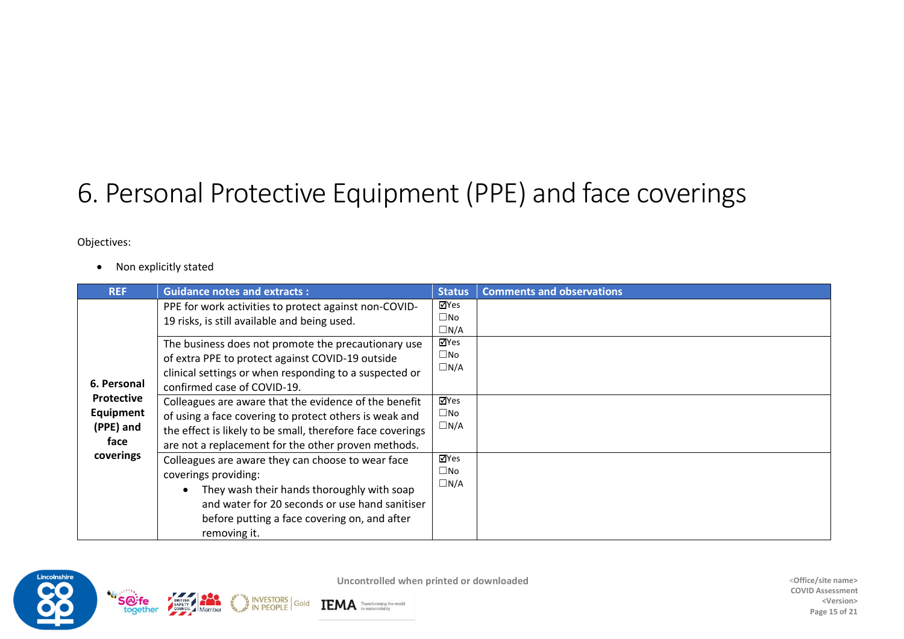# 6. Personal Protective Equipment (PPE) and face coverings

Objectives:

- Non explicitly stated

| REF | Guidance notes and extracts : | Status | Comments and observations |
|---|---|---|---|
| **6. Personal Protective Equipment (PPE) and face coverings** | PPE for work activities to protect against non-COVID-19 risks, is still available and being used. | ☑Yes ☐No ☐N/A | |
| | The business does not promote the precautionary use of extra PPE to protect against COVID-19 outside clinical settings or when responding to a suspected or confirmed case of COVID-19. | ☑Yes ☐No ☐N/A | |
| | Colleagues are aware that the evidence of the benefit of using a face covering to protect others is weak and the effect is likely to be small, therefore face coverings are not a replacement for the other proven methods. | ☑Yes ☐No ☐N/A | |
| | Colleagues are aware they can choose to wear face coverings providing: <br>• They wash their hands thoroughly with soap and water for 20 seconds or use hand sanitiser before putting a face covering on, and after removing it. | ☑Yes ☐No ☐N/A | |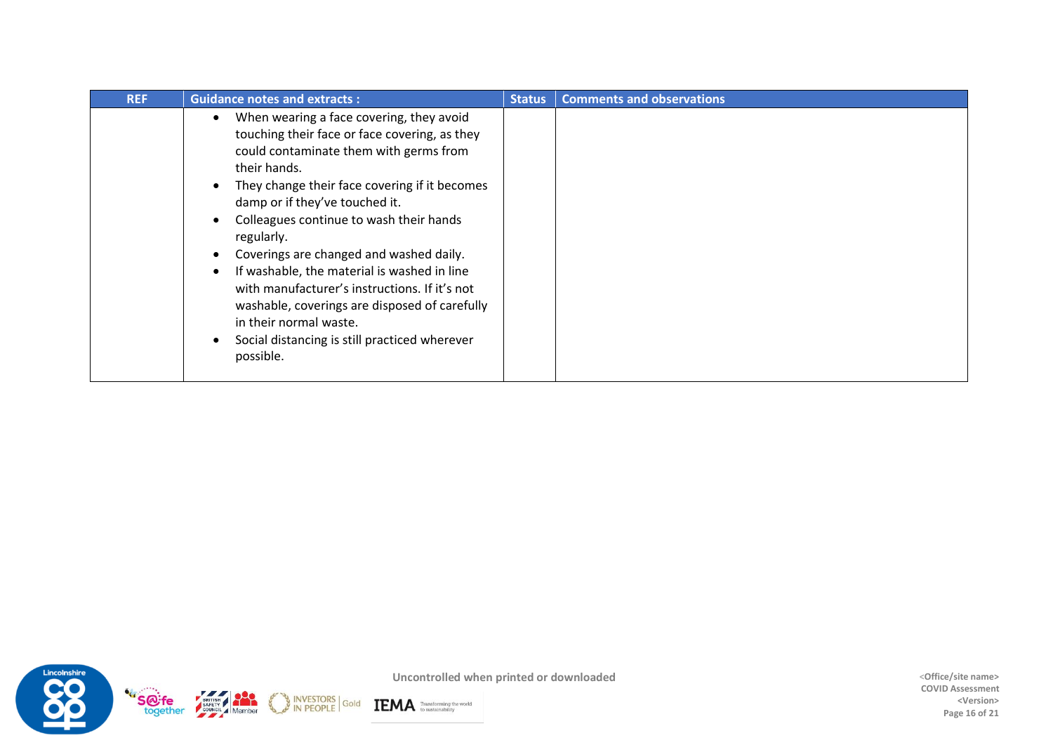| REF | Guidance notes and extracts : | Status | Comments and observations |
|---|---|---|---|
| | • When wearing a face covering, they avoid touching their face or face covering, as they could contaminate them with germs from their hands.<br>• They change their face covering if it becomes damp or if they've touched it.<br>• Colleagues continue to wash their hands regularly.<br>• Coverings are changed and washed daily.<br>• If washable, the material is washed in line with manufacturer's instructions. If it's not washable, coverings are disposed of carefully in their normal waste.<br>• Social distancing is still practiced wherever possible. | | |

Uncontrolled when printed or downloaded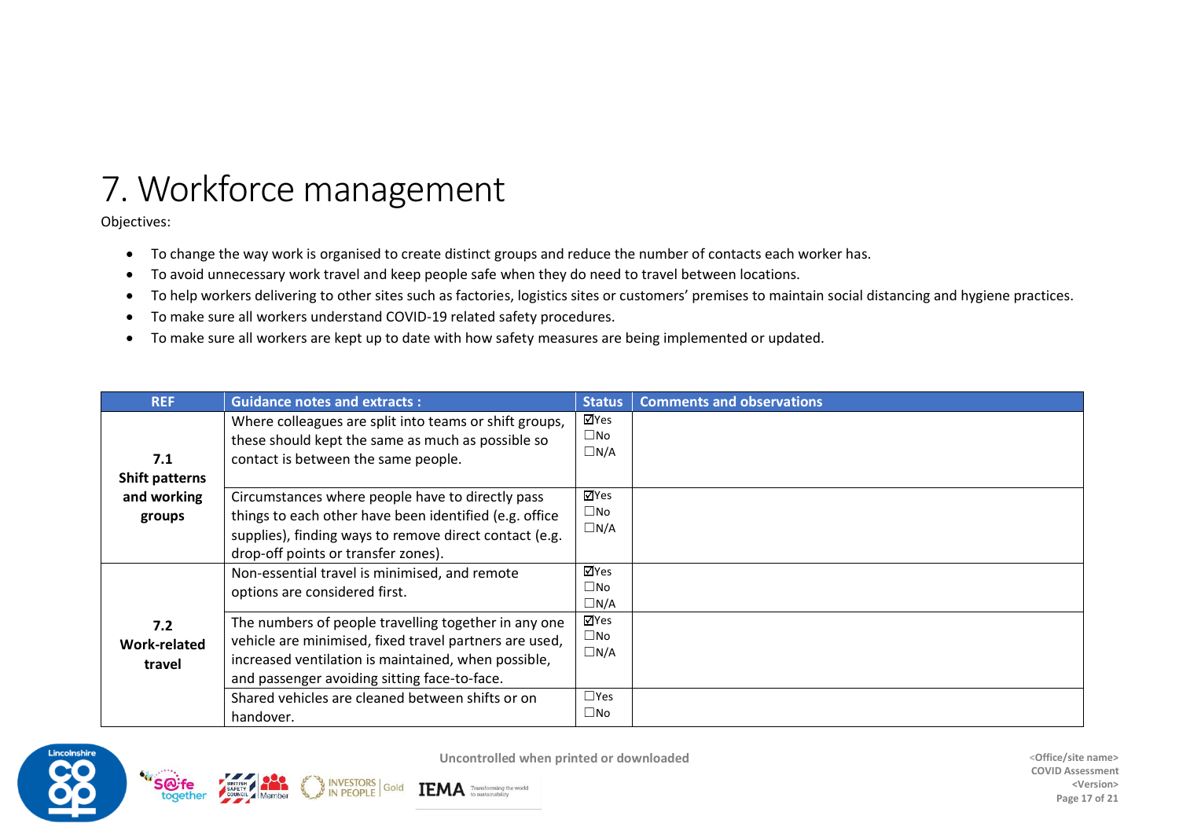# 7. Workforce management

Objectives:

- To change the way work is organised to create distinct groups and reduce the number of contacts each worker has.
- To avoid unnecessary work travel and keep people safe when they do need to travel between locations.
- To help workers delivering to other sites such as factories, logistics sites or customers' premises to maintain social distancing and hygiene practices.
- To make sure all workers understand COVID-19 related safety procedures.
- To make sure all workers are kept up to date with how safety measures are being implemented or updated.

| REF | Guidance notes and extracts : | Status | Comments and observations |
|---|---|---|---|
| **7.1 Shift patterns and working groups** | Where colleagues are split into teams or shift groups, these should kept the same as much as possible so contact is between the same people. | ☑Yes ☐No ☐N/A | |
| | Circumstances where people have to directly pass things to each other have been identified (e.g. office supplies), finding ways to remove direct contact (e.g. drop-off points or transfer zones). | ☑Yes ☐No ☐N/A | |
| **7.2 Work-related travel** | Non-essential travel is minimised, and remote options are considered first. | ☑Yes ☐No ☐N/A | |
| | The numbers of people travelling together in any one vehicle are minimised, fixed travel partners are used, increased ventilation is maintained, when possible, and passenger avoiding sitting face-to-face. | ☑Yes ☐No ☐N/A | |
| | Shared vehicles are cleaned between shifts or on handover. | ☐Yes ☐No | |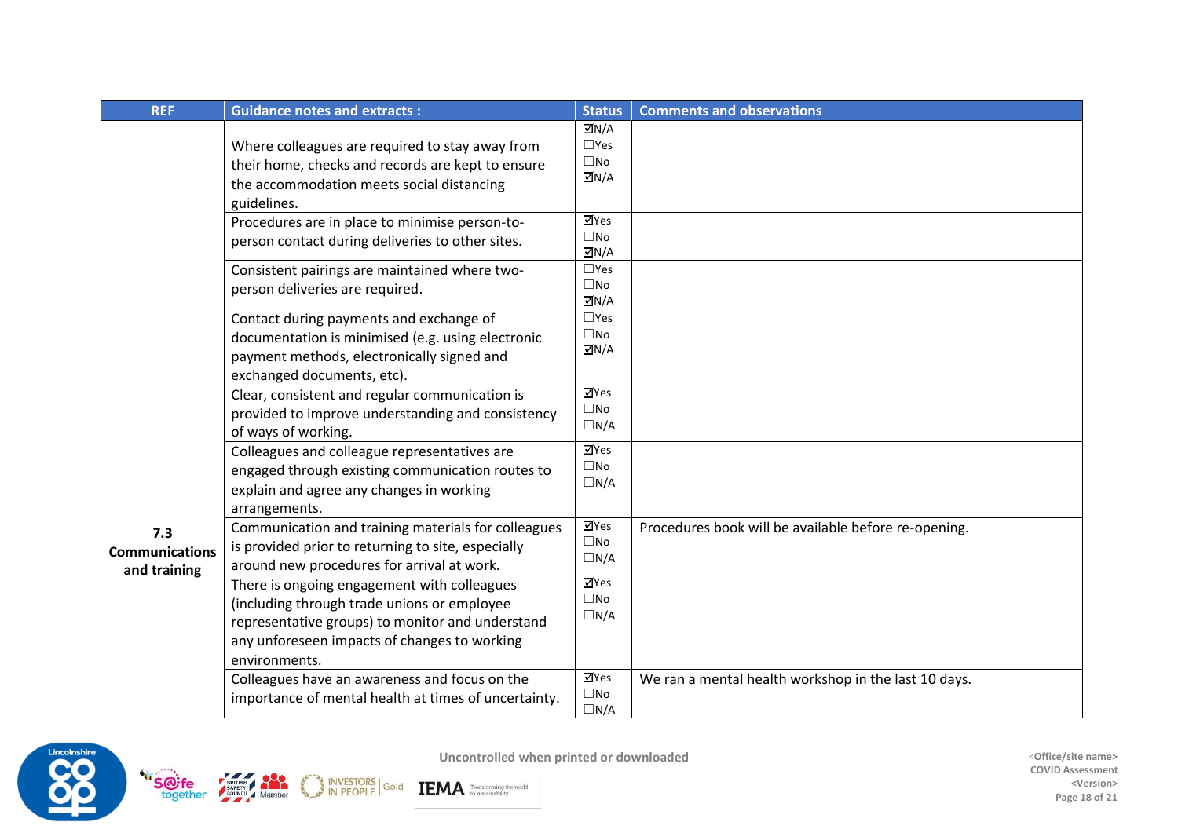| REF | Guidance notes and extracts : | Status | Comments and observations |
|---|---|---|---|
| | | ☑N/A | |
| | Where colleagues are required to stay away from their home, checks and records are kept to ensure the accommodation meets social distancing guidelines. | ☐Yes ☐No ☑N/A | |
| | Procedures are in place to minimise person-to-person contact during deliveries to other sites. | ☑Yes ☐No ☑N/A | |
| | Consistent pairings are maintained where two-person deliveries are required. | ☐Yes ☐No ☑N/A | |
| | Contact during payments and exchange of documentation is minimised (e.g. using electronic payment methods, electronically signed and exchanged documents, etc). | ☐Yes ☐No ☑N/A | |
| **7.3 Communications and training** | Clear, consistent and regular communication is provided to improve understanding and consistency of ways of working. | ☑Yes ☐No ☐N/A | |
| | Colleagues and colleague representatives are engaged through existing communication routes to explain and agree any changes in working arrangements. | ☑Yes ☐No ☐N/A | |
| | Communication and training materials for colleagues is provided prior to returning to site, especially around new procedures for arrival at work. | ☑Yes ☐No ☐N/A | Procedures book will be available before re-opening. |
| | There is ongoing engagement with colleagues (including through trade unions or employee representative groups) to monitor and understand any unforeseen impacts of changes to working environments. | ☑Yes ☐No ☐N/A | |
| | Colleagues have an awareness and focus on the importance of mental health at times of uncertainty. | ☑Yes ☐No ☐N/A | We ran a mental health workshop in the last 10 days. |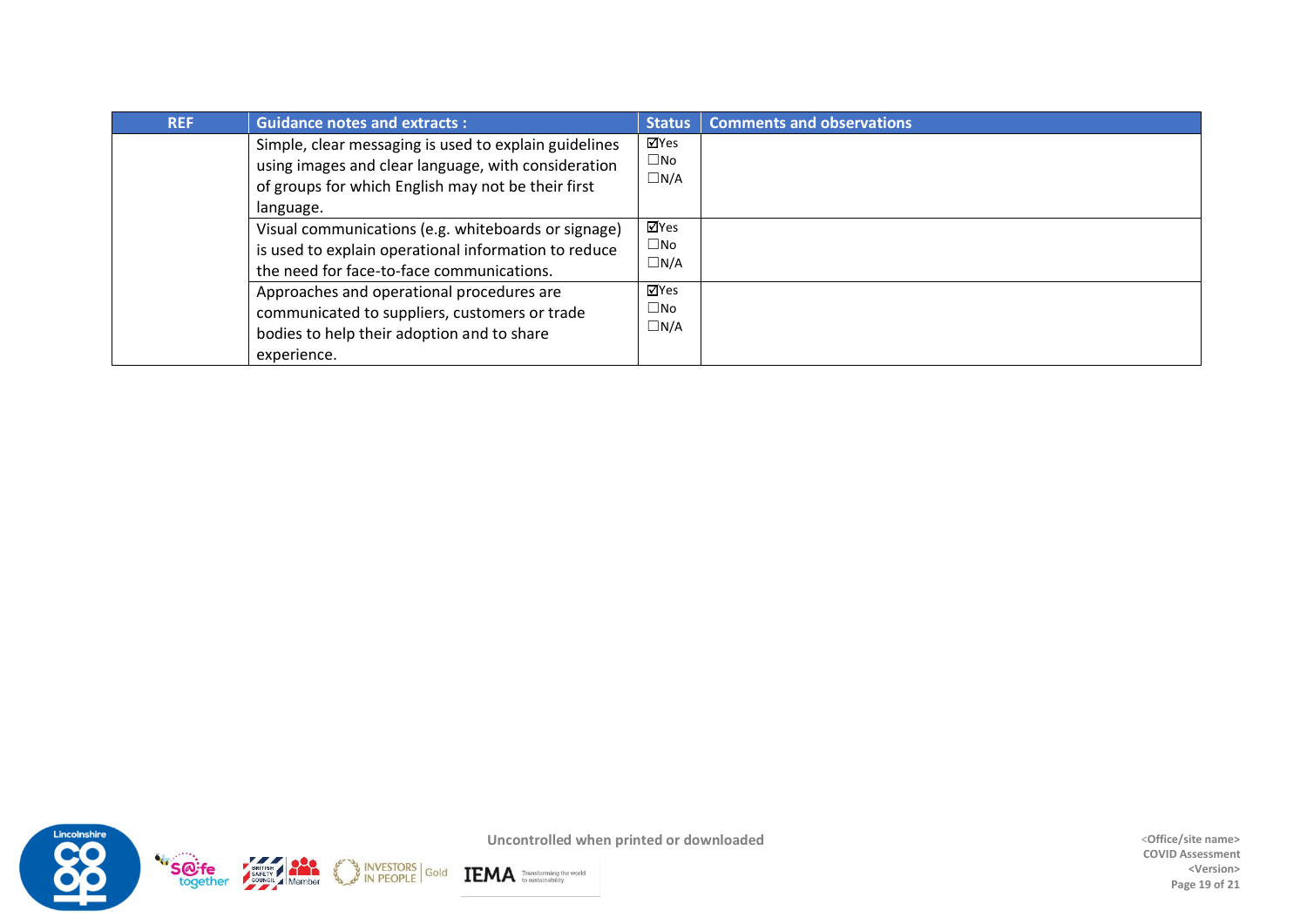| REF | Guidance notes and extracts : | Status | Comments and observations |
|---|---|---|---|
| | Simple, clear messaging is used to explain guidelines using images and clear language, with consideration of groups for which English may not be their first language. | ☑Yes ☐No ☐N/A | |
| | Visual communications (e.g. whiteboards or signage) is used to explain operational information to reduce the need for face-to-face communications. | ☑Yes ☐No ☐N/A | |
| | Approaches and operational procedures are communicated to suppliers, customers or trade bodies to help their adoption and to share experience. | ☑Yes ☐No ☐N/A | |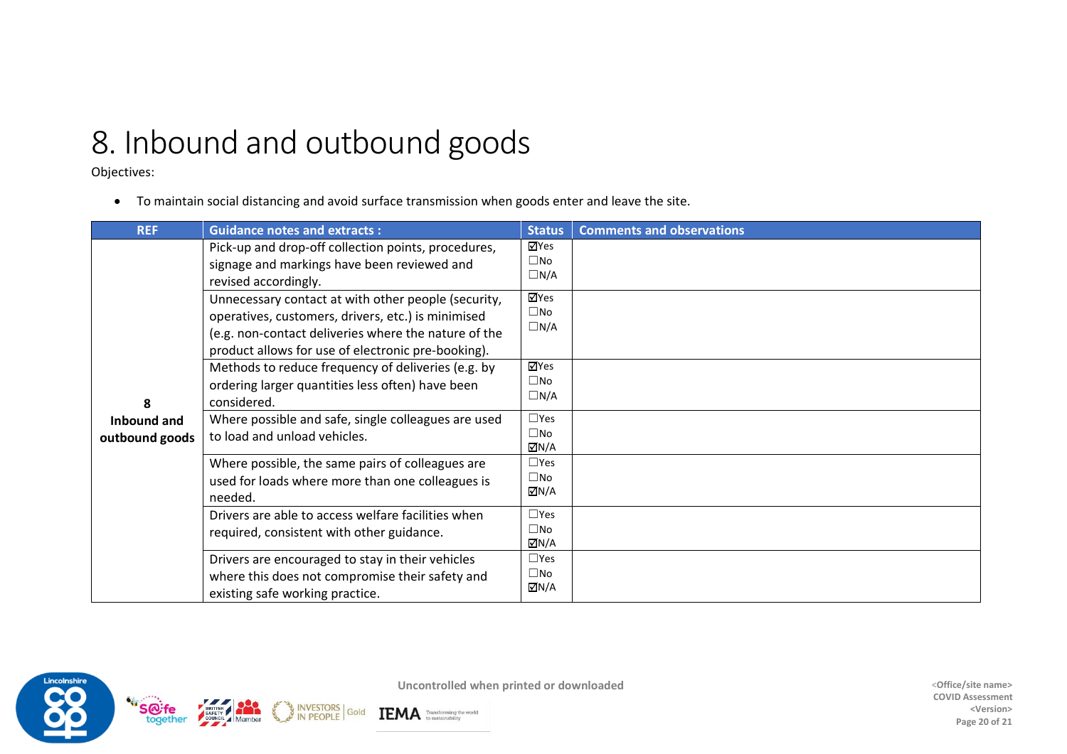# 8. Inbound and outbound goods

Objectives:

- To maintain social distancing and avoid surface transmission when goods enter and leave the site.

| REF | Guidance notes and extracts : | Status | Comments and observations |
|---|---|---|---|
| 8 Inbound and outbound goods | Pick-up and drop-off collection points, procedures, signage and markings have been reviewed and revised accordingly. | ☑Yes ☐No ☐N/A | |
| | Unnecessary contact at with other people (security, operatives, customers, drivers, etc.) is minimised (e.g. non-contact deliveries where the nature of the product allows for use of electronic pre-booking). | ☑Yes ☐No ☐N/A | |
| | Methods to reduce frequency of deliveries (e.g. by ordering larger quantities less often) have been considered. | ☑Yes ☐No ☐N/A | |
| | Where possible and safe, single colleagues are used to load and unload vehicles. | ☐Yes ☐No ☑N/A | |
| | Where possible, the same pairs of colleagues are used for loads where more than one colleagues is needed. | ☐Yes ☐No ☑N/A | |
| | Drivers are able to access welfare facilities when required, consistent with other guidance. | ☐Yes ☐No ☑N/A | |
| | Drivers are encouraged to stay in their vehicles where this does not compromise their safety and existing safe working practice. | ☐Yes ☐No ☑N/A | |

Uncontrolled when printed or downloaded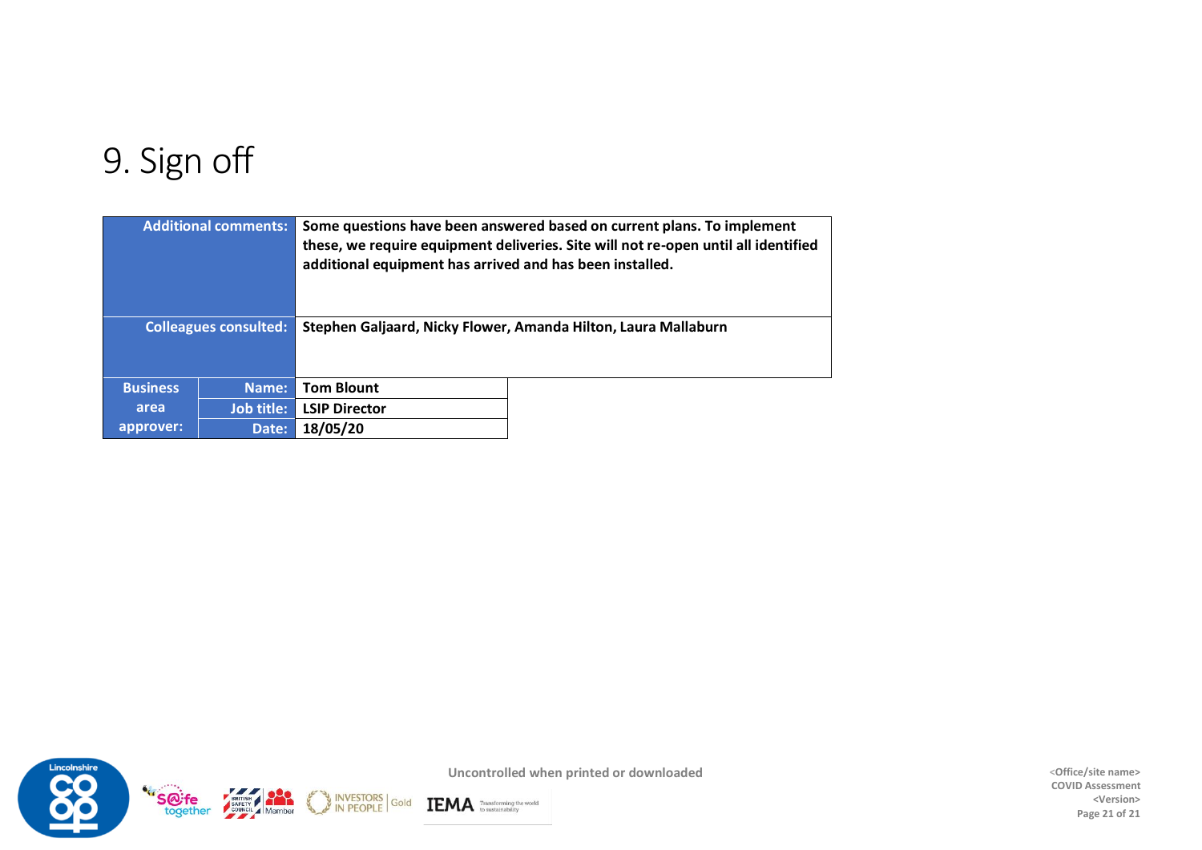# 9. Sign off

| | | |
|---|---|---|
| **Additional comments:** | | **Some questions have been answered based on current plans. To implement these, we require equipment deliveries. Site will not re-open until all identified additional equipment has arrived and has been installed.** |
| **Colleagues consulted:** | | **Stephen Galjaard, Nicky Flower, Amanda Hilton, Laura Mallaburn** |
| **Business area approver:** | **Name:** | **Tom Blount** |
| | **Job title:** | **LSIP Director** |
| | **Date:** | **18/05/20** |

Uncontrolled when printed or downloaded